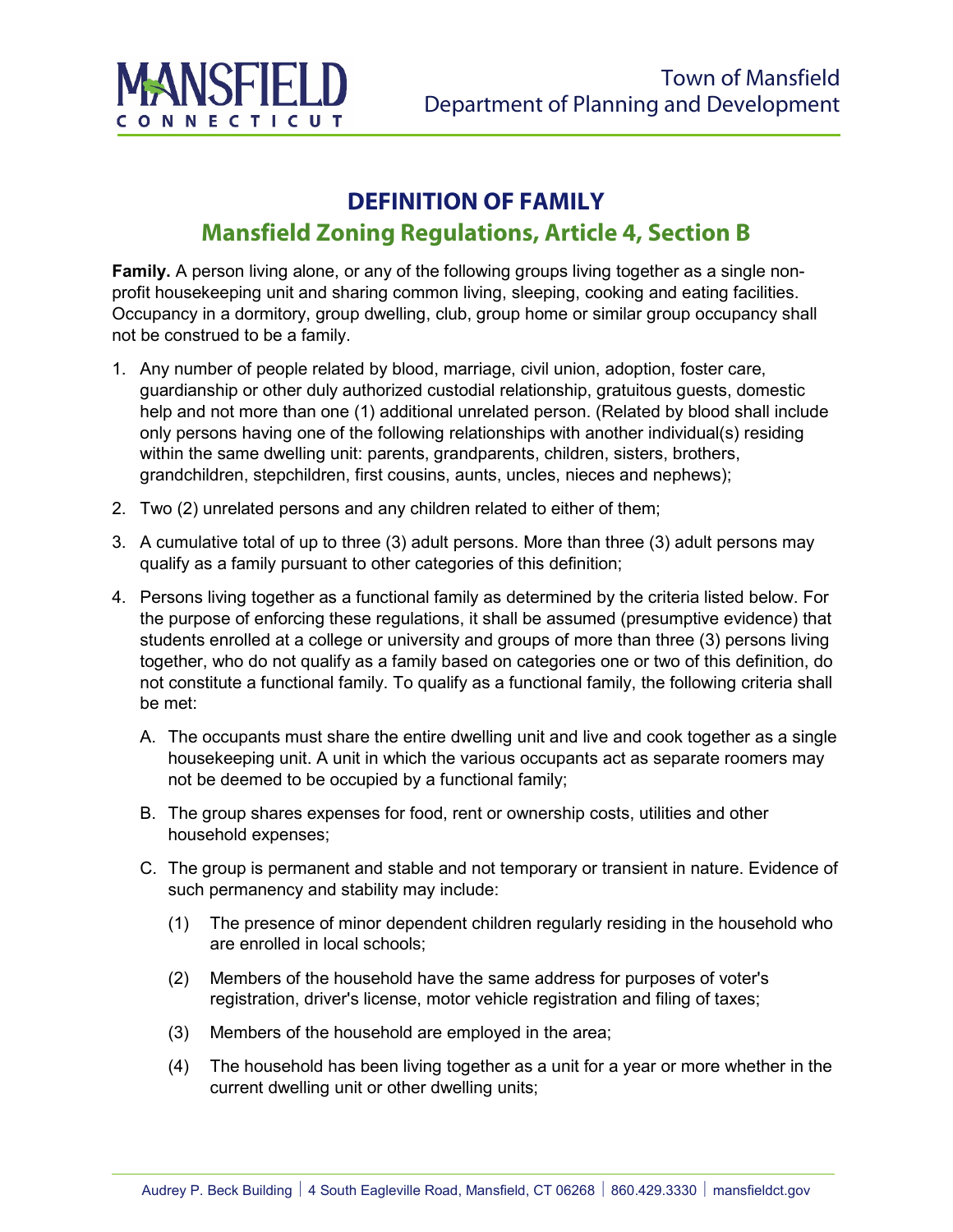# DEFINITION OF FAMILY

## Mansfield Zoning Regulations, Article 4, Section B

**Family.** A person living alone, or any of the following groups living together as a single non-profit housekeeping unit and sharing common living, sleeping, cooking and eating facilities. Occupancy in a dormitory, group dwelling, club, group home or similar group occupancy shall not be construed to be a family.

1. Any number of people related by blood, marriage, civil union, adoption, foster care, guardianship or other duly authorized custodial relationship, gratuitous guests, domestic help and not more than one (1) additional unrelated person. (Related by blood shall include only persons having one of the following relationships with another individual(s) residing within the same dwelling unit: parents, grandparents, children, sisters, brothers, grandchildren, stepchildren, first cousins, aunts, uncles, nieces and nephews);
2. Two (2) unrelated persons and any children related to either of them;
3. A cumulative total of up to three (3) adult persons. More than three (3) adult persons may qualify as a family pursuant to other categories of this definition;
4. Persons living together as a functional family as determined by the criteria listed below. For the purpose of enforcing these regulations, it shall be assumed (presumptive evidence) that students enrolled at a college or university and groups of more than three (3) persons living together, who do not qualify as a family based on categories one or two of this definition, do not constitute a functional family. To qualify as a functional family, the following criteria shall be met:
   - A. The occupants must share the entire dwelling unit and live and cook together as a single housekeeping unit. A unit in which the various occupants act as separate roomers may not be deemed to be occupied by a functional family;
   - B. The group shares expenses for food, rent or ownership costs, utilities and other household expenses;
   - C. The group is permanent and stable and not temporary or transient in nature. Evidence of such permanency and stability may include:
     - (1) The presence of minor dependent children regularly residing in the household who are enrolled in local schools;
     - (2) Members of the household have the same address for purposes of voter's registration, driver's license, motor vehicle registration and filing of taxes;
     - (3) Members of the household are employed in the area;
     - (4) The household has been living together as a unit for a year or more whether in the current dwelling unit or other dwelling units;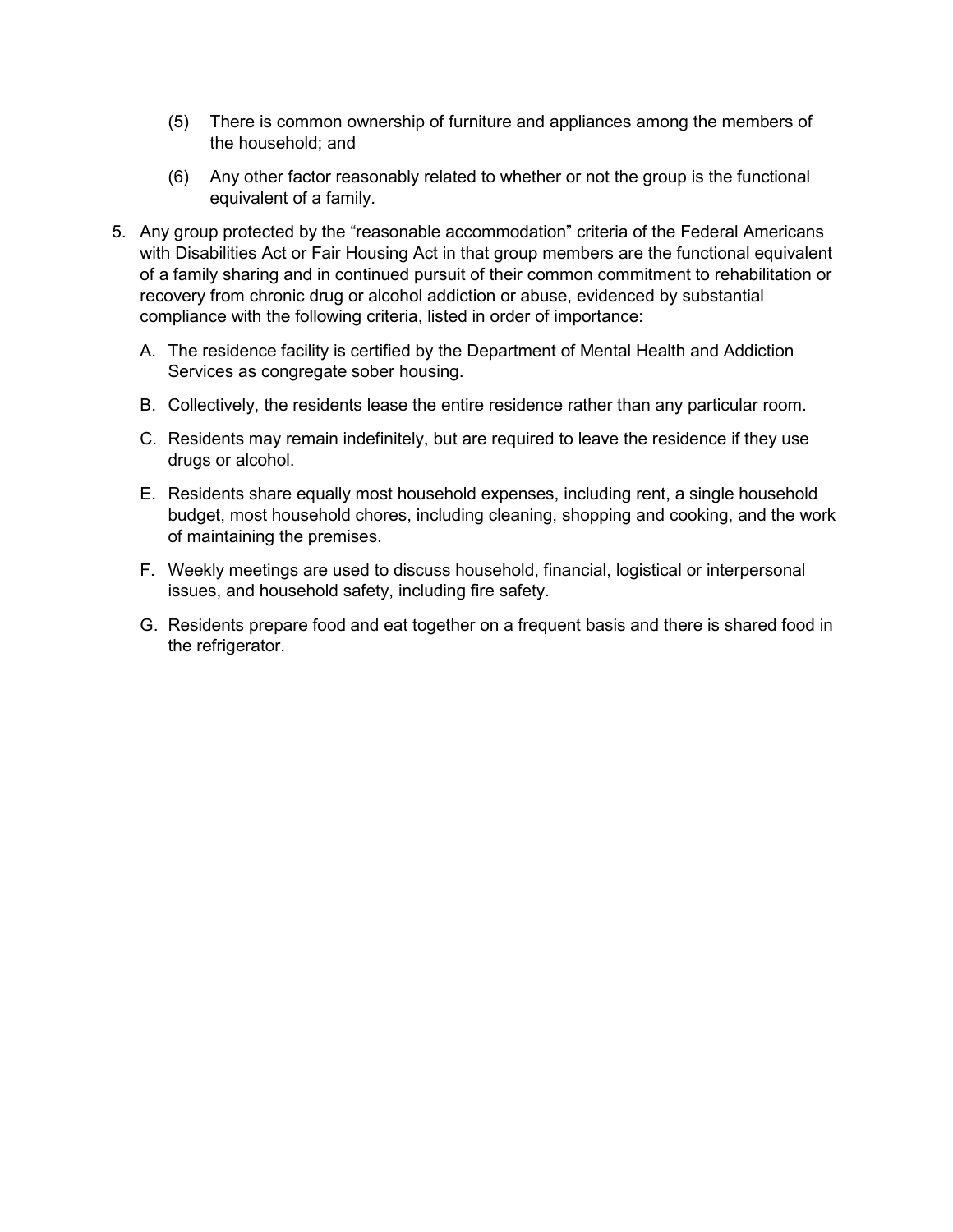(5) There is common ownership of furniture and appliances among the members of the household; and

(6) Any other factor reasonably related to whether or not the group is the functional equivalent of a family.

5. Any group protected by the "reasonable accommodation" criteria of the Federal Americans with Disabilities Act or Fair Housing Act in that group members are the functional equivalent of a family sharing and in continued pursuit of their common commitment to rehabilitation or recovery from chronic drug or alcohol addiction or abuse, evidenced by substantial compliance with the following criteria, listed in order of importance:

   A. The residence facility is certified by the Department of Mental Health and Addiction Services as congregate sober housing.

   B. Collectively, the residents lease the entire residence rather than any particular room.

   C. Residents may remain indefinitely, but are required to leave the residence if they use drugs or alcohol.

   E. Residents share equally most household expenses, including rent, a single household budget, most household chores, including cleaning, shopping and cooking, and the work of maintaining the premises.

   F. Weekly meetings are used to discuss household, financial, logistical or interpersonal issues, and household safety, including fire safety.

   G. Residents prepare food and eat together on a frequent basis and there is shared food in the refrigerator.